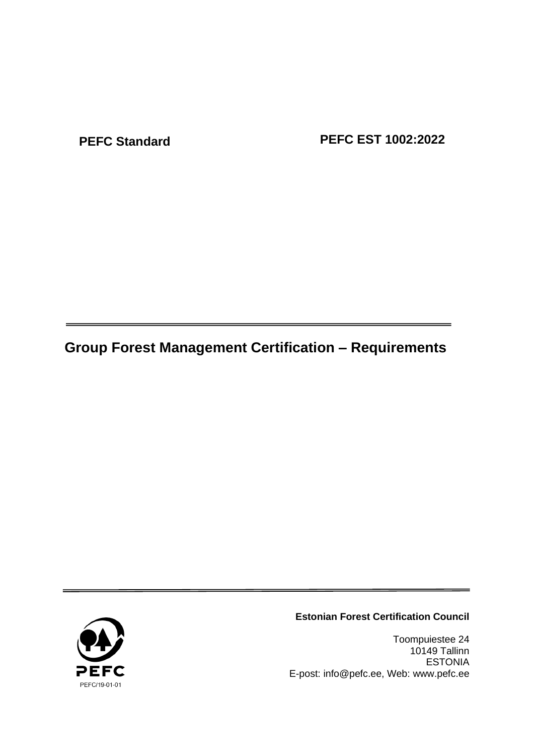**PEFC Standard** **PEFC EST 1002:2022**

# Group Forest Management Certification – Requirements

**Estonian Forest Certification Council**

Toompuiestee 24
10149 Tallinn
ESTONIA
E-post: info@pefc.ee, Web: www.pefc.ee

PEFC

PEFC/19-01-01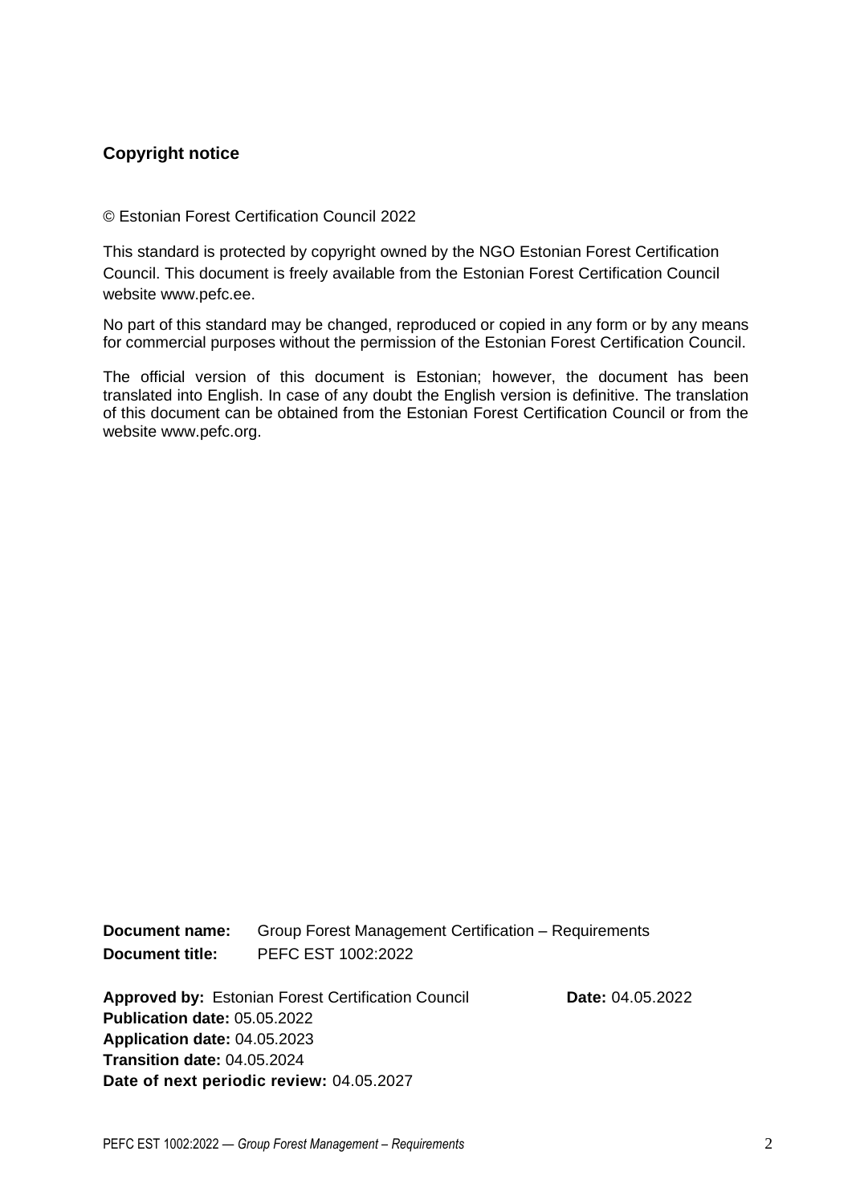## Copyright notice

© Estonian Forest Certification Council 2022

This standard is protected by copyright owned by the NGO Estonian Forest Certification Council. This document is freely available from the Estonian Forest Certification Council website www.pefc.ee.

No part of this standard may be changed, reproduced or copied in any form or by any means for commercial purposes without the permission of the Estonian Forest Certification Council.

The official version of this document is Estonian; however, the document has been translated into English. In case of any doubt the English version is definitive. The translation of this document can be obtained from the Estonian Forest Certification Council or from the website www.pefc.org.

**Document name:** Group Forest Management Certification – Requirements
**Document title:** PEFC EST 1002:2022

**Approved by:** Estonian Forest Certification Council **Date:** 04.05.2022
**Publication date:** 05.05.2022
**Application date:** 04.05.2023
**Transition date:** 04.05.2024
**Date of next periodic review:** 04.05.2027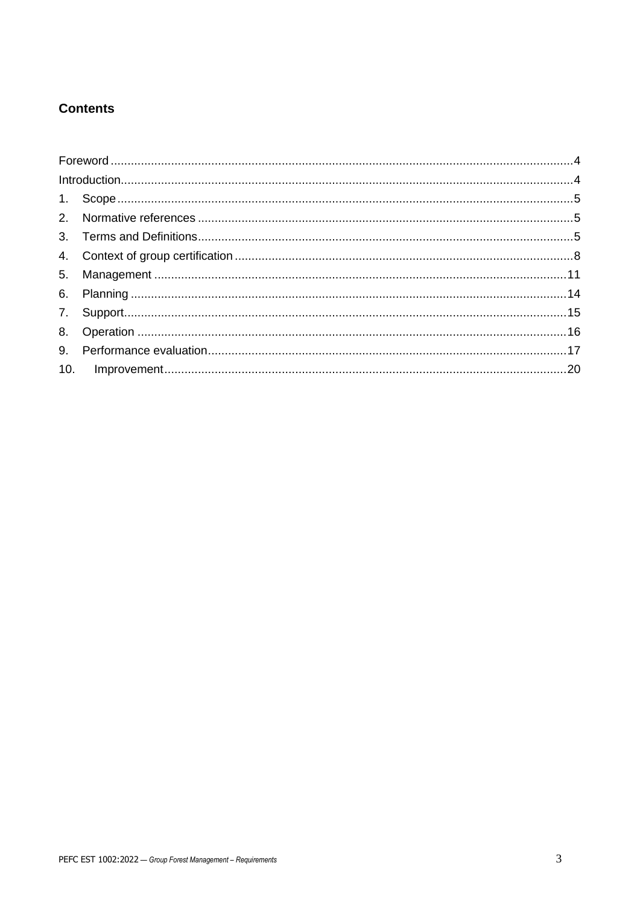## Contents

Foreword ........................................................................................................................................4
Introduction.....................................................................................................................................4
1. Scope......................................................................................................................................5
2. Normative references ..............................................................................................................5
3. Terms and Definitions..............................................................................................................5
4. Context of group certification ...................................................................................................8
5. Management .........................................................................................................................11
6. Planning ................................................................................................................................14
7. Support..................................................................................................................................15
8. Operation ..............................................................................................................................16
9. Performance evaluation.........................................................................................................17
10. Improvement......................................................................................................................20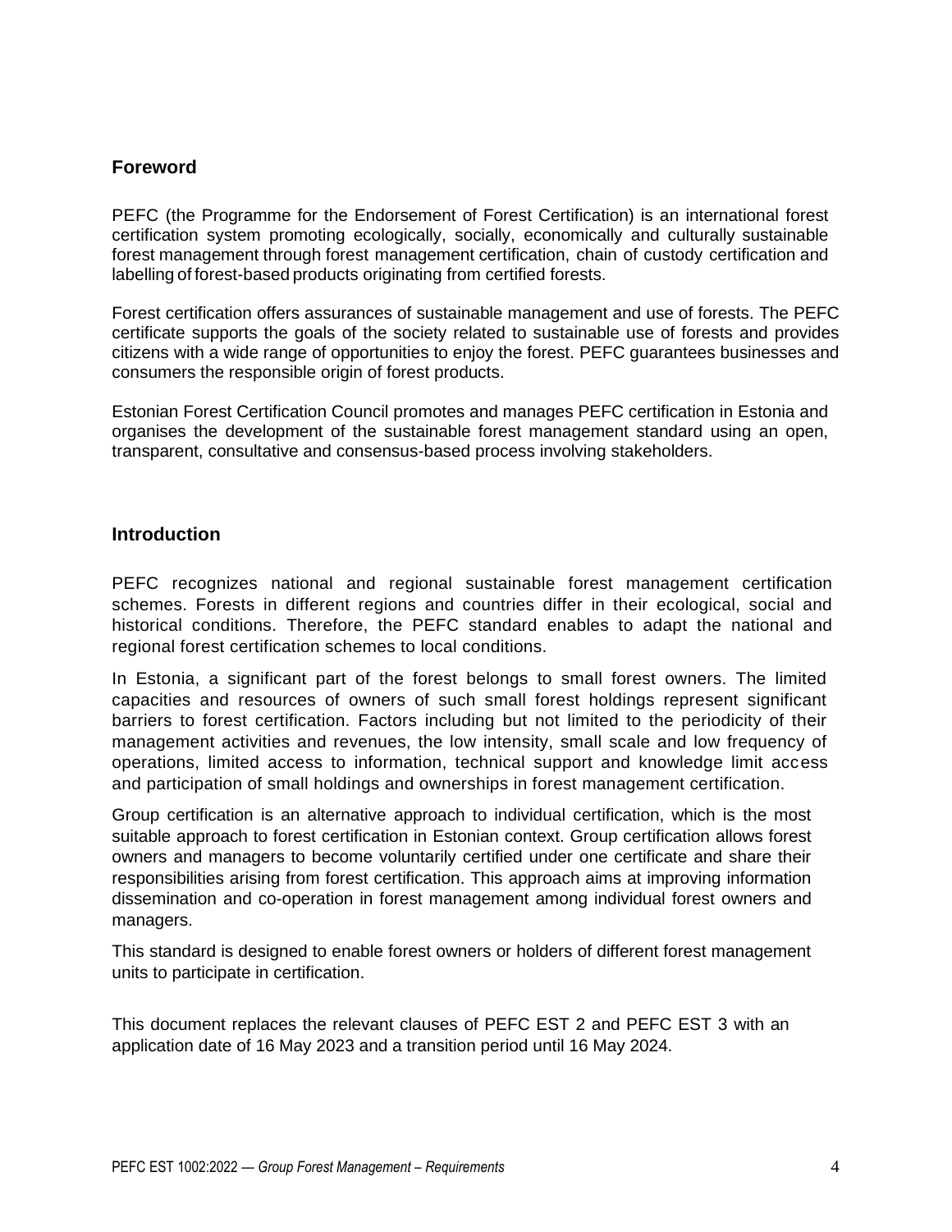## Foreword

PEFC (the Programme for the Endorsement of Forest Certification) is an international forest certification system promoting ecologically, socially, economically and culturally sustainable forest management through forest management certification, chain of custody certification and labelling of forest-based products originating from certified forests.

Forest certification offers assurances of sustainable management and use of forests. The PEFC certificate supports the goals of the society related to sustainable use of forests and provides citizens with a wide range of opportunities to enjoy the forest. PEFC guarantees businesses and consumers the responsible origin of forest products.

Estonian Forest Certification Council promotes and manages PEFC certification in Estonia and organises the development of the sustainable forest management standard using an open, transparent, consultative and consensus-based process involving stakeholders.

## Introduction

PEFC recognizes national and regional sustainable forest management certification schemes. Forests in different regions and countries differ in their ecological, social and historical conditions. Therefore, the PEFC standard enables to adapt the national and regional forest certification schemes to local conditions.

In Estonia, a significant part of the forest belongs to small forest owners. The limited capacities and resources of owners of such small forest holdings represent significant barriers to forest certification. Factors including but not limited to the periodicity of their management activities and revenues, the low intensity, small scale and low frequency of operations, limited access to information, technical support and knowledge limit access and participation of small holdings and ownerships in forest management certification.

Group certification is an alternative approach to individual certification, which is the most suitable approach to forest certification in Estonian context. Group certification allows forest owners and managers to become voluntarily certified under one certificate and share their responsibilities arising from forest certification. This approach aims at improving information dissemination and co-operation in forest management among individual forest owners and managers.

This standard is designed to enable forest owners or holders of different forest management units to participate in certification.

This document replaces the relevant clauses of PEFC EST 2 and PEFC EST 3 with an application date of 16 May 2023 and a transition period until 16 May 2024.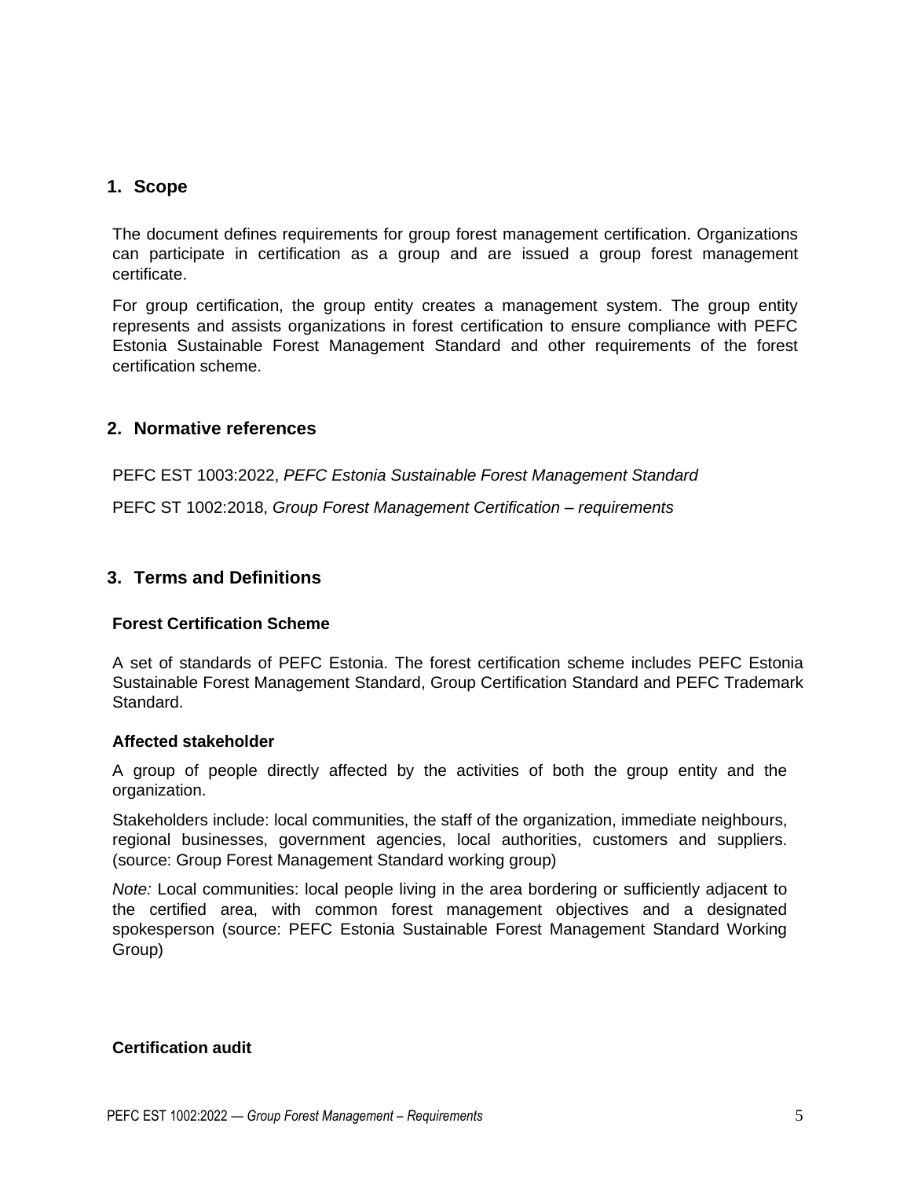## 1. Scope

The document defines requirements for group forest management certification. Organizations can participate in certification as a group and are issued a group forest management certificate.

For group certification, the group entity creates a management system. The group entity represents and assists organizations in forest certification to ensure compliance with PEFC Estonia Sustainable Forest Management Standard and other requirements of the forest certification scheme.

## 2. Normative references

PEFC EST 1003:2022, *PEFC Estonia Sustainable Forest Management Standard*

PEFC ST 1002:2018, *Group Forest Management Certification – requirements*

## 3. Terms and Definitions

**Forest Certification Scheme**

A set of standards of PEFC Estonia. The forest certification scheme includes PEFC Estonia Sustainable Forest Management Standard, Group Certification Standard and PEFC Trademark Standard.

**Affected stakeholder**

A group of people directly affected by the activities of both the group entity and the organization.

Stakeholders include: local communities, the staff of the organization, immediate neighbours, regional businesses, government agencies, local authorities, customers and suppliers. (source: Group Forest Management Standard working group)

*Note:* Local communities: local people living in the area bordering or sufficiently adjacent to the certified area, with common forest management objectives and a designated spokesperson (source: PEFC Estonia Sustainable Forest Management Standard Working Group)

**Certification audit**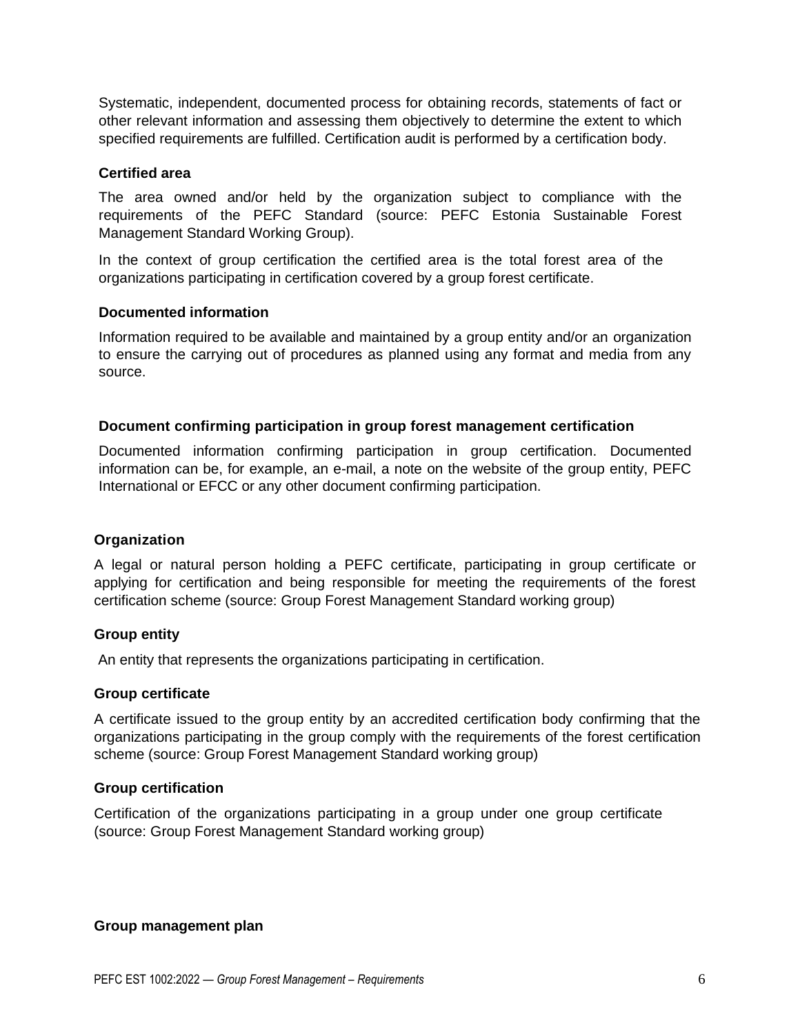Systematic, independent, documented process for obtaining records, statements of fact or other relevant information and assessing them objectively to determine the extent to which specified requirements are fulfilled. Certification audit is performed by a certification body.

**Certified area**

The area owned and/or held by the organization subject to compliance with the requirements of the PEFC Standard (source: PEFC Estonia Sustainable Forest Management Standard Working Group).

In the context of group certification the certified area is the total forest area of the organizations participating in certification covered by a group forest certificate.

**Documented information**

Information required to be available and maintained by a group entity and/or an organization to ensure the carrying out of procedures as planned using any format and media from any source.

**Document confirming participation in group forest management certification**

Documented information confirming participation in group certification. Documented information can be, for example, an e-mail, a note on the website of the group entity, PEFC International or EFCC or any other document confirming participation.

**Organization**

A legal or natural person holding a PEFC certificate, participating in group certificate or applying for certification and being responsible for meeting the requirements of the forest certification scheme (source: Group Forest Management Standard working group)

**Group entity**

An entity that represents the organizations participating in certification.

**Group certificate**

A certificate issued to the group entity by an accredited certification body confirming that the organizations participating in the group comply with the requirements of the forest certification scheme (source: Group Forest Management Standard working group)

**Group certification**

Certification of the organizations participating in a group under one group certificate (source: Group Forest Management Standard working group)

**Group management plan**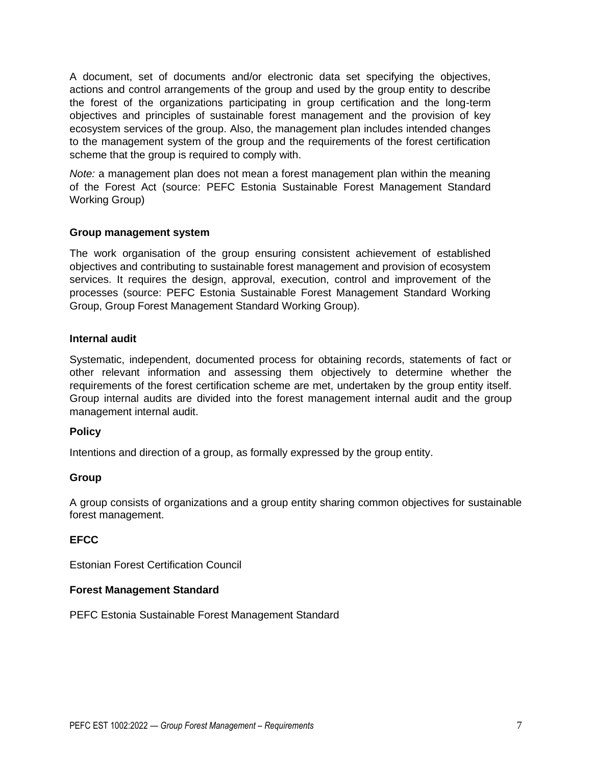A document, set of documents and/or electronic data set specifying the objectives, actions and control arrangements of the group and used by the group entity to describe the forest of the organizations participating in group certification and the long-term objectives and principles of sustainable forest management and the provision of key ecosystem services of the group. Also, the management plan includes intended changes to the management system of the group and the requirements of the forest certification scheme that the group is required to comply with.

*Note:* a management plan does not mean a forest management plan within the meaning of the Forest Act (source: PEFC Estonia Sustainable Forest Management Standard Working Group)

**Group management system**

The work organisation of the group ensuring consistent achievement of established objectives and contributing to sustainable forest management and provision of ecosystem services. It requires the design, approval, execution, control and improvement of the processes (source: PEFC Estonia Sustainable Forest Management Standard Working Group, Group Forest Management Standard Working Group).

**Internal audit**

Systematic, independent, documented process for obtaining records, statements of fact or other relevant information and assessing them objectively to determine whether the requirements of the forest certification scheme are met, undertaken by the group entity itself. Group internal audits are divided into the forest management internal audit and the group management internal audit.

**Policy**

Intentions and direction of a group, as formally expressed by the group entity.

**Group**

A group consists of organizations and a group entity sharing common objectives for sustainable forest management.

**EFCC**

Estonian Forest Certification Council

**Forest Management Standard**

PEFC Estonia Sustainable Forest Management Standard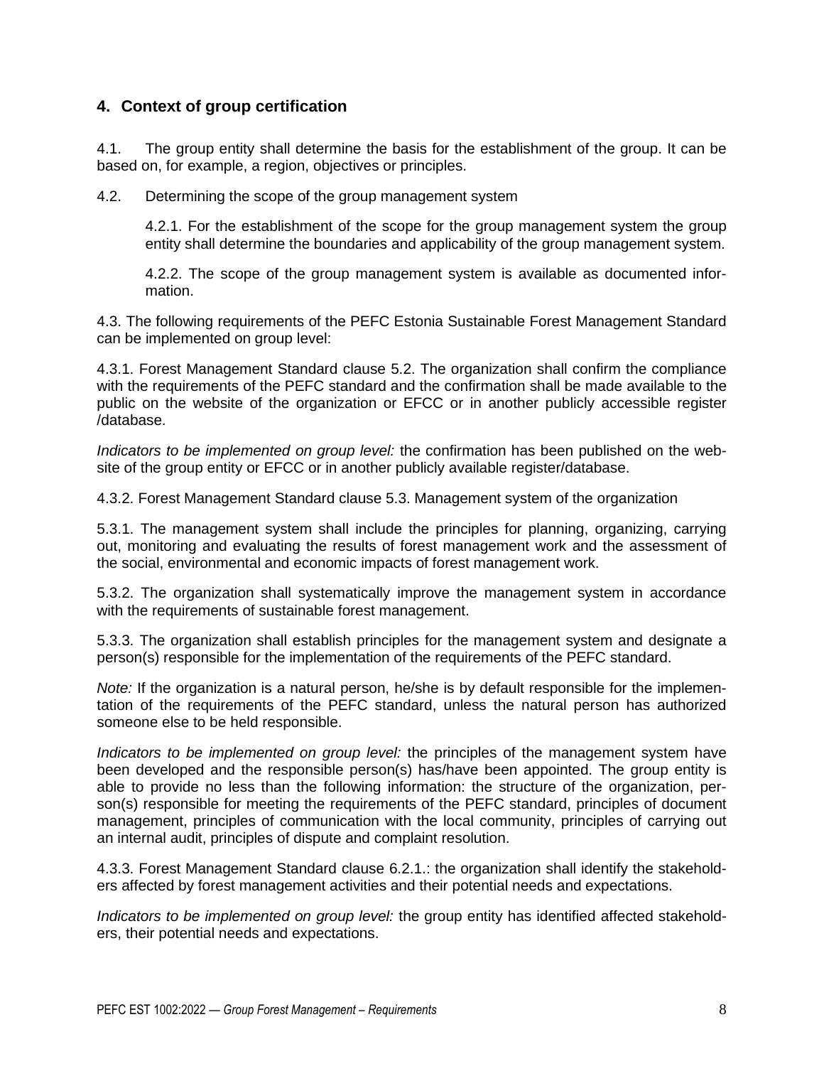## 4. Context of group certification

4.1. The group entity shall determine the basis for the establishment of the group. It can be based on, for example, a region, objectives or principles.

4.2. Determining the scope of the group management system

4.2.1. For the establishment of the scope for the group management system the group entity shall determine the boundaries and applicability of the group management system.

4.2.2. The scope of the group management system is available as documented information.

4.3. The following requirements of the PEFC Estonia Sustainable Forest Management Standard can be implemented on group level:

4.3.1. Forest Management Standard clause 5.2. The organization shall confirm the compliance with the requirements of the PEFC standard and the confirmation shall be made available to the public on the website of the organization or EFCC or in another publicly accessible register /database.

*Indicators to be implemented on group level:* the confirmation has been published on the website of the group entity or EFCC or in another publicly available register/database.

4.3.2. Forest Management Standard clause 5.3. Management system of the organization

5.3.1. The management system shall include the principles for planning, organizing, carrying out, monitoring and evaluating the results of forest management work and the assessment of the social, environmental and economic impacts of forest management work.

5.3.2. The organization shall systematically improve the management system in accordance with the requirements of sustainable forest management.

5.3.3. The organization shall establish principles for the management system and designate a person(s) responsible for the implementation of the requirements of the PEFC standard.

*Note:* If the organization is a natural person, he/she is by default responsible for the implementation of the requirements of the PEFC standard, unless the natural person has authorized someone else to be held responsible.

*Indicators to be implemented on group level:* the principles of the management system have been developed and the responsible person(s) has/have been appointed. The group entity is able to provide no less than the following information: the structure of the organization, person(s) responsible for meeting the requirements of the PEFC standard, principles of document management, principles of communication with the local community, principles of carrying out an internal audit, principles of dispute and complaint resolution.

4.3.3. Forest Management Standard clause 6.2.1.: the organization shall identify the stakeholders affected by forest management activities and their potential needs and expectations.

*Indicators to be implemented on group level:* the group entity has identified affected stakeholders, their potential needs and expectations.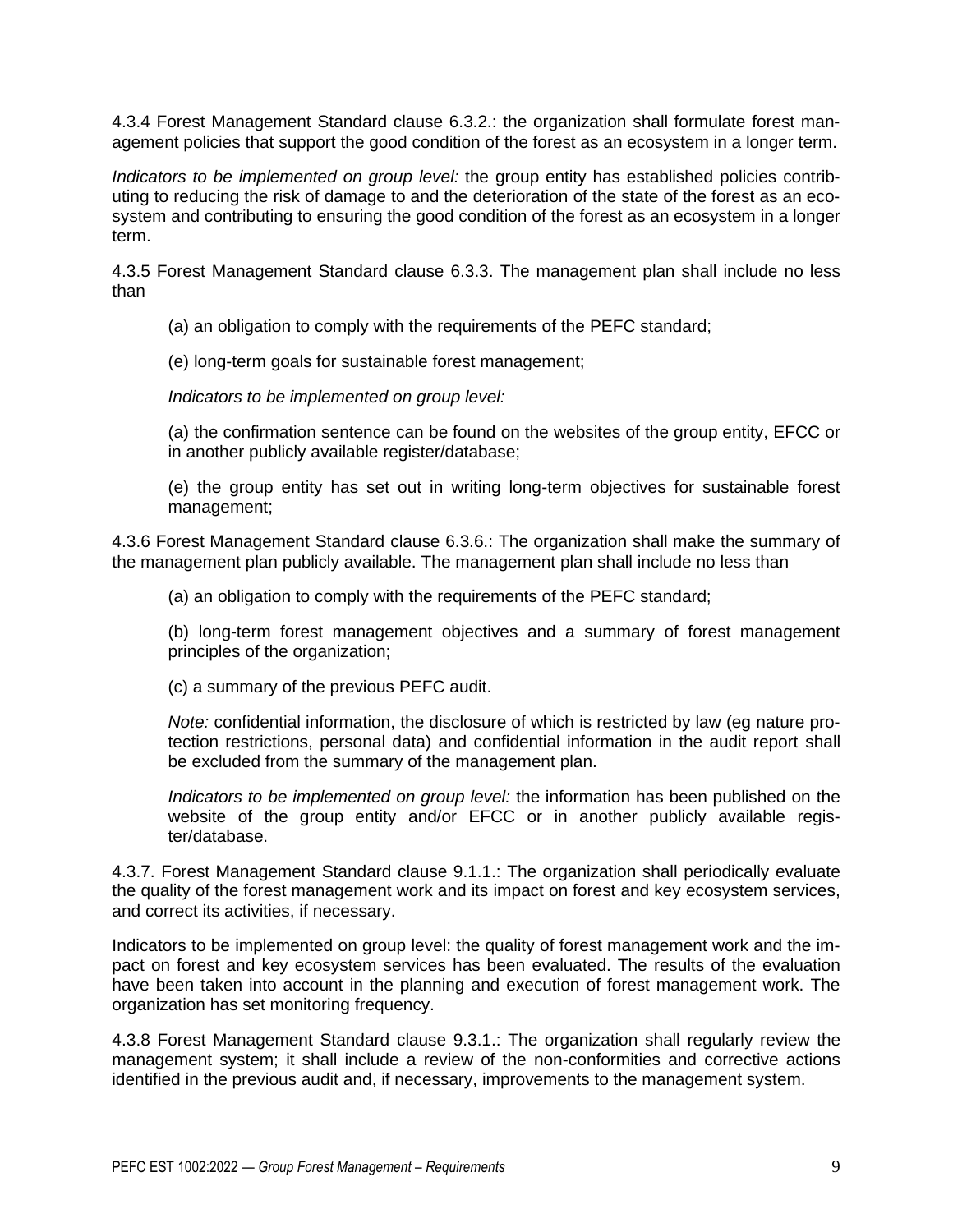4.3.4 Forest Management Standard clause 6.3.2.: the organization shall formulate forest management policies that support the good condition of the forest as an ecosystem in a longer term.

*Indicators to be implemented on group level:* the group entity has established policies contributing to reducing the risk of damage to and the deterioration of the state of the forest as an ecosystem and contributing to ensuring the good condition of the forest as an ecosystem in a longer term.

4.3.5 Forest Management Standard clause 6.3.3. The management plan shall include no less than

> (a) an obligation to comply with the requirements of the PEFC standard;
>
> (e) long-term goals for sustainable forest management;
>
> *Indicators to be implemented on group level:*
>
> (a) the confirmation sentence can be found on the websites of the group entity, EFCC or in another publicly available register/database;
>
> (e) the group entity has set out in writing long-term objectives for sustainable forest management;

4.3.6 Forest Management Standard clause 6.3.6.: The organization shall make the summary of the management plan publicly available. The management plan shall include no less than

> (a) an obligation to comply with the requirements of the PEFC standard;
>
> (b) long-term forest management objectives and a summary of forest management principles of the organization;
>
> (c) a summary of the previous PEFC audit.
>
> *Note:* confidential information, the disclosure of which is restricted by law (eg nature protection restrictions, personal data) and confidential information in the audit report shall be excluded from the summary of the management plan.
>
> *Indicators to be implemented on group level:* the information has been published on the website of the group entity and/or EFCC or in another publicly available register/database.

4.3.7. Forest Management Standard clause 9.1.1.: The organization shall periodically evaluate the quality of the forest management work and its impact on forest and key ecosystem services, and correct its activities, if necessary.

Indicators to be implemented on group level: the quality of forest management work and the impact on forest and key ecosystem services has been evaluated. The results of the evaluation have been taken into account in the planning and execution of forest management work. The organization has set monitoring frequency.

4.3.8 Forest Management Standard clause 9.3.1.: The organization shall regularly review the management system; it shall include a review of the non-conformities and corrective actions identified in the previous audit and, if necessary, improvements to the management system.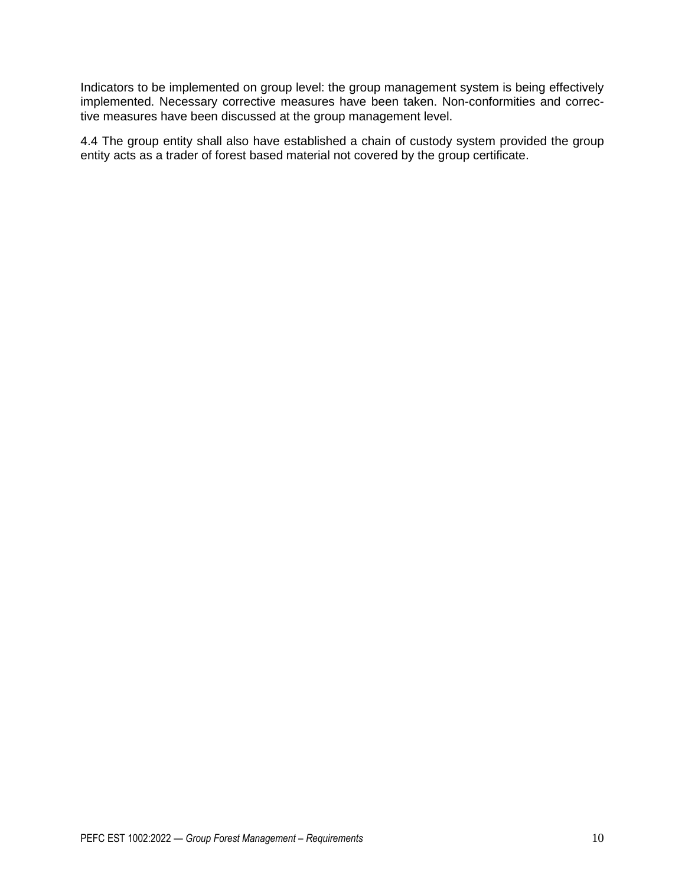Indicators to be implemented on group level: the group management system is being effectively implemented. Necessary corrective measures have been taken. Non-conformities and corrective measures have been discussed at the group management level.

4.4 The group entity shall also have established a chain of custody system provided the group entity acts as a trader of forest based material not covered by the group certificate.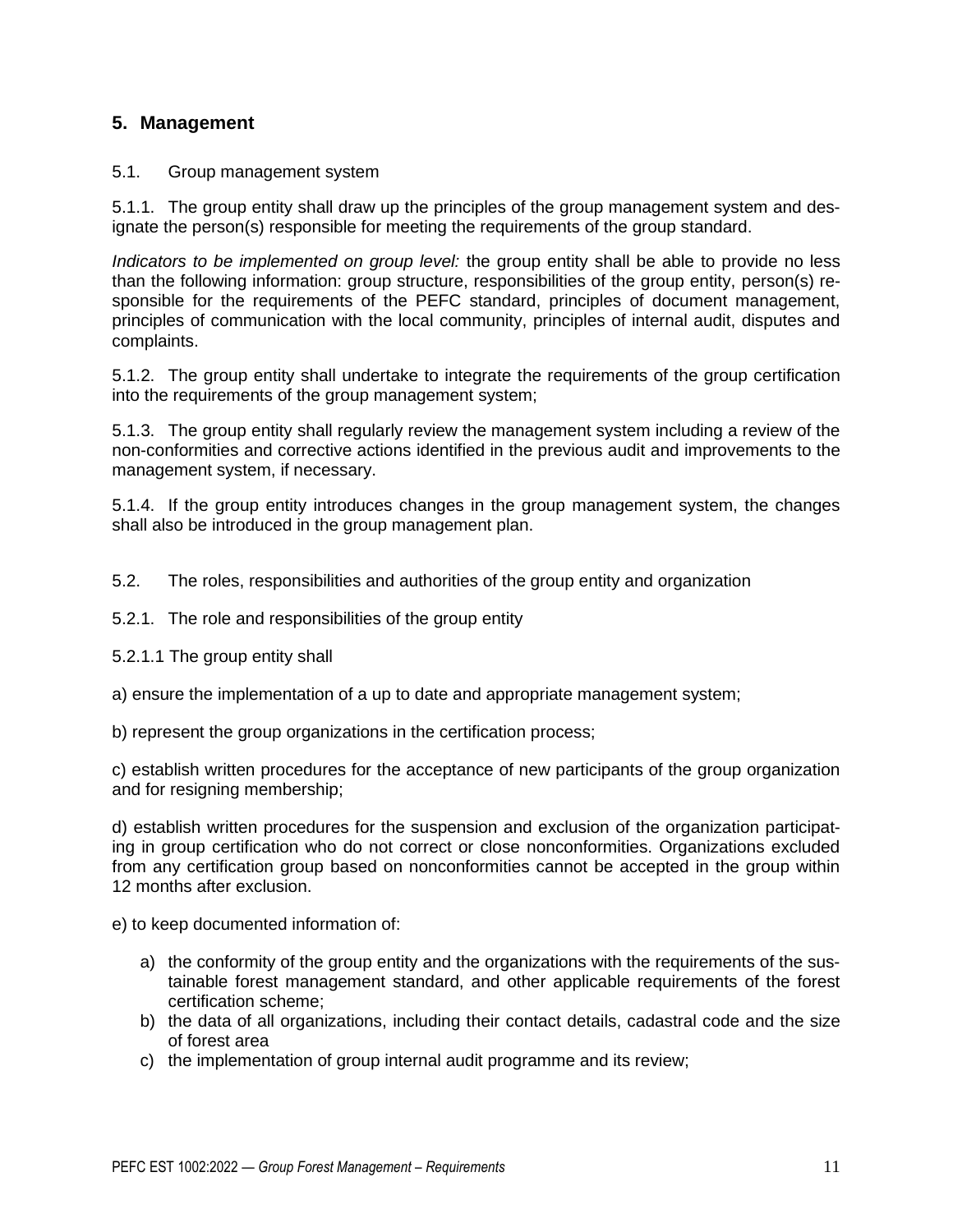## 5. Management

5.1. Group management system

5.1.1. The group entity shall draw up the principles of the group management system and designate the person(s) responsible for meeting the requirements of the group standard.

*Indicators to be implemented on group level:* the group entity shall be able to provide no less than the following information: group structure, responsibilities of the group entity, person(s) responsible for the requirements of the PEFC standard, principles of document management, principles of communication with the local community, principles of internal audit, disputes and complaints.

5.1.2. The group entity shall undertake to integrate the requirements of the group certification into the requirements of the group management system;

5.1.3. The group entity shall regularly review the management system including a review of the non-conformities and corrective actions identified in the previous audit and improvements to the management system, if necessary.

5.1.4. If the group entity introduces changes in the group management system, the changes shall also be introduced in the group management plan.

5.2. The roles, responsibilities and authorities of the group entity and organization

5.2.1. The role and responsibilities of the group entity

5.2.1.1 The group entity shall

a) ensure the implementation of a up to date and appropriate management system;

b) represent the group organizations in the certification process;

c) establish written procedures for the acceptance of new participants of the group organization and for resigning membership;

d) establish written procedures for the suspension and exclusion of the organization participating in group certification who do not correct or close nonconformities. Organizations excluded from any certification group based on nonconformities cannot be accepted in the group within 12 months after exclusion.

e) to keep documented information of:

a) the conformity of the group entity and the organizations with the requirements of the sustainable forest management standard, and other applicable requirements of the forest certification scheme;
b) the data of all organizations, including their contact details, cadastral code and the size of forest area
c) the implementation of group internal audit programme and its review;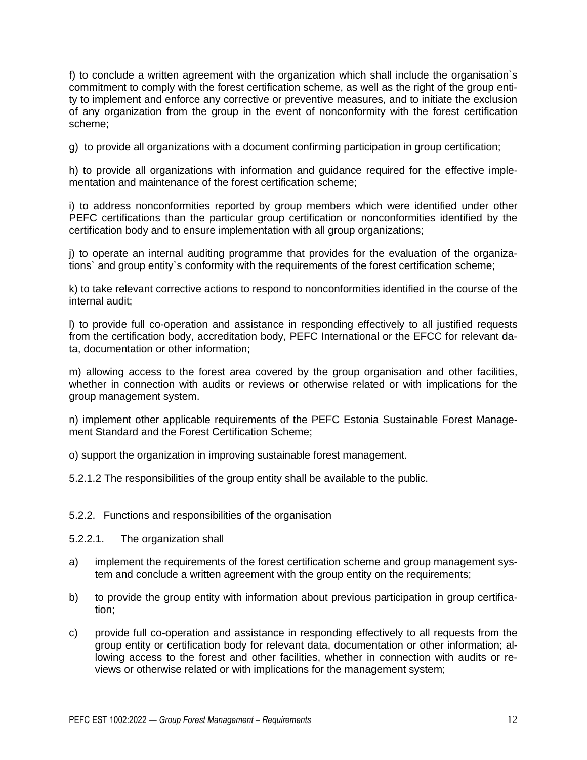f) to conclude a written agreement with the organization which shall include the organisation`s commitment to comply with the forest certification scheme, as well as the right of the group entity to implement and enforce any corrective or preventive measures, and to initiate the exclusion of any organization from the group in the event of nonconformity with the forest certification scheme;

g) to provide all organizations with a document confirming participation in group certification;

h) to provide all organizations with information and guidance required for the effective implementation and maintenance of the forest certification scheme;

i) to address nonconformities reported by group members which were identified under other PEFC certifications than the particular group certification or nonconformities identified by the certification body and to ensure implementation with all group organizations;

j) to operate an internal auditing programme that provides for the evaluation of the organizations` and group entity`s conformity with the requirements of the forest certification scheme;

k) to take relevant corrective actions to respond to nonconformities identified in the course of the internal audit;

l) to provide full co-operation and assistance in responding effectively to all justified requests from the certification body, accreditation body, PEFC International or the EFCC for relevant data, documentation or other information;

m) allowing access to the forest area covered by the group organisation and other facilities, whether in connection with audits or reviews or otherwise related or with implications for the group management system.

n) implement other applicable requirements of the PEFC Estonia Sustainable Forest Management Standard and the Forest Certification Scheme;

o) support the organization in improving sustainable forest management.

5.2.1.2 The responsibilities of the group entity shall be available to the public.

### 5.2.2. Functions and responsibilities of the organisation

5.2.2.1. The organization shall

a) implement the requirements of the forest certification scheme and group management system and conclude a written agreement with the group entity on the requirements;

b) to provide the group entity with information about previous participation in group certification;

c) provide full co-operation and assistance in responding effectively to all requests from the group entity or certification body for relevant data, documentation or other information; allowing access to the forest and other facilities, whether in connection with audits or reviews or otherwise related or with implications for the management system;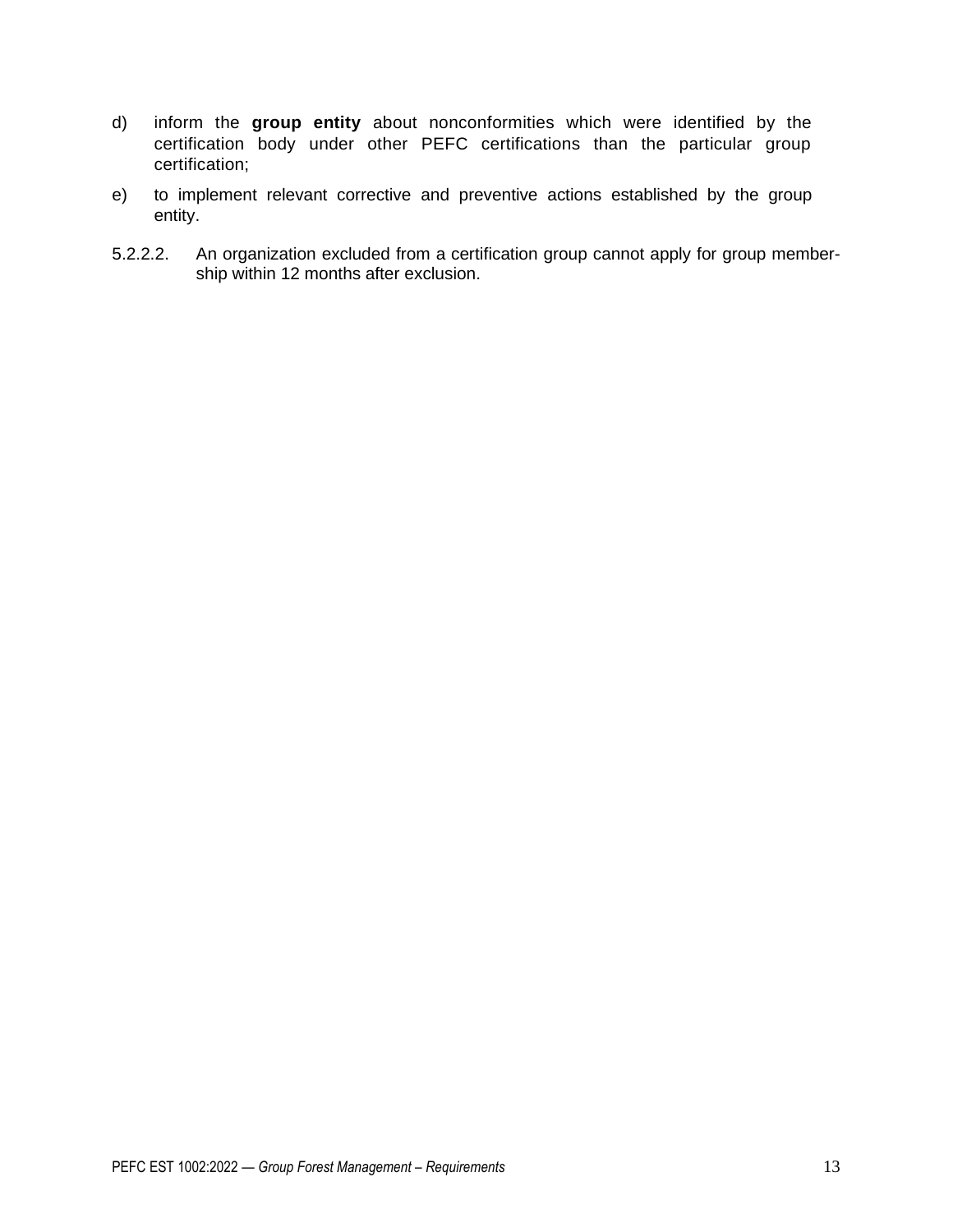d) inform the **group entity** about nonconformities which were identified by the certification body under other PEFC certifications than the particular group certification;

e) to implement relevant corrective and preventive actions established by the group entity.

5.2.2.2. An organization excluded from a certification group cannot apply for group membership within 12 months after exclusion.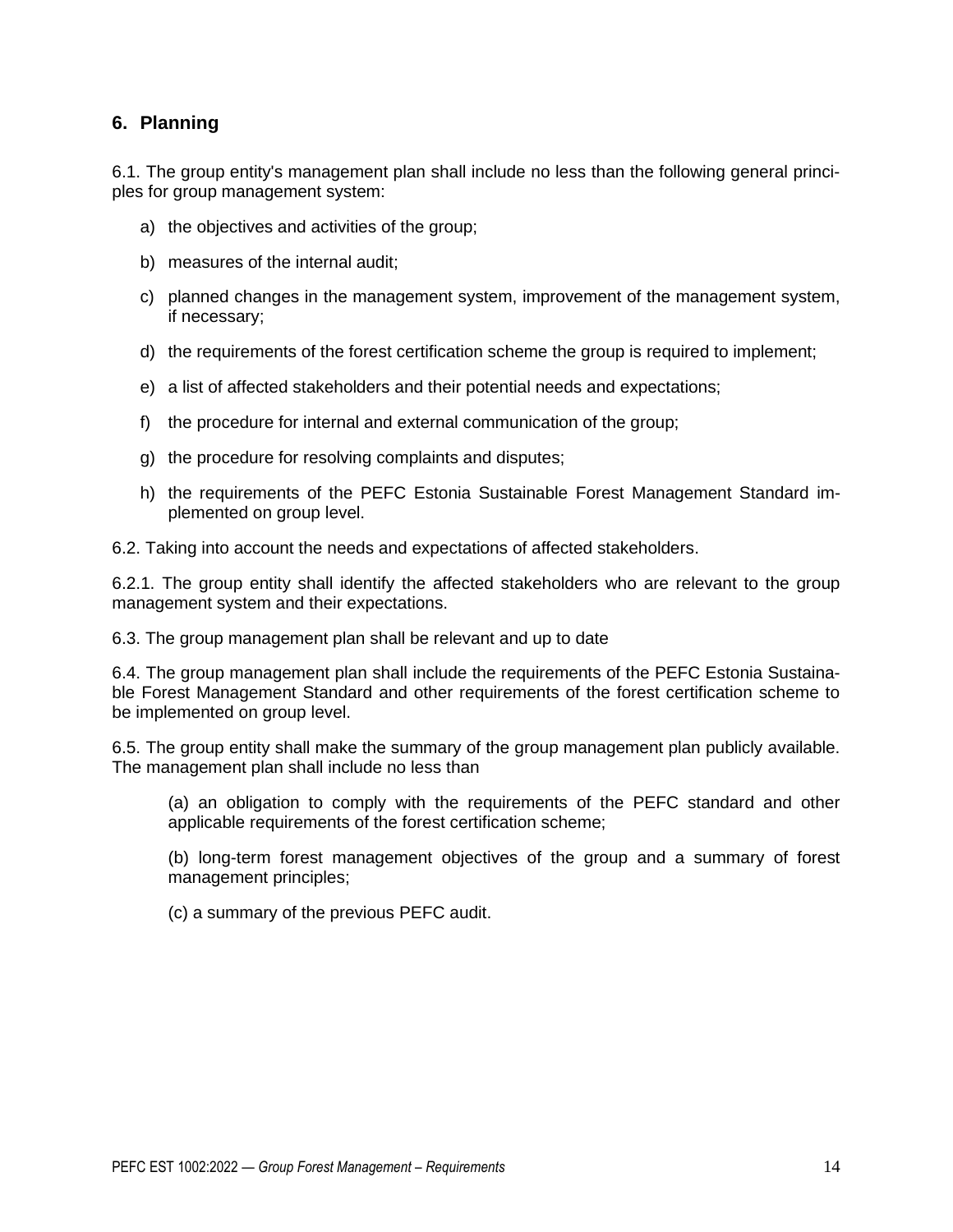## 6. Planning

6.1. The group entity's management plan shall include no less than the following general principles for group management system:

a) the objectives and activities of the group;

b) measures of the internal audit;

c) planned changes in the management system, improvement of the management system, if necessary;

d) the requirements of the forest certification scheme the group is required to implement;

e) a list of affected stakeholders and their potential needs and expectations;

f) the procedure for internal and external communication of the group;

g) the procedure for resolving complaints and disputes;

h) the requirements of the PEFC Estonia Sustainable Forest Management Standard implemented on group level.

6.2. Taking into account the needs and expectations of affected stakeholders.

6.2.1. The group entity shall identify the affected stakeholders who are relevant to the group management system and their expectations.

6.3. The group management plan shall be relevant and up to date

6.4. The group management plan shall include the requirements of the PEFC Estonia Sustainable Forest Management Standard and other requirements of the forest certification scheme to be implemented on group level.

6.5. The group entity shall make the summary of the group management plan publicly available. The management plan shall include no less than

(a) an obligation to comply with the requirements of the PEFC standard and other applicable requirements of the forest certification scheme;

(b) long-term forest management objectives of the group and a summary of forest management principles;

(c) a summary of the previous PEFC audit.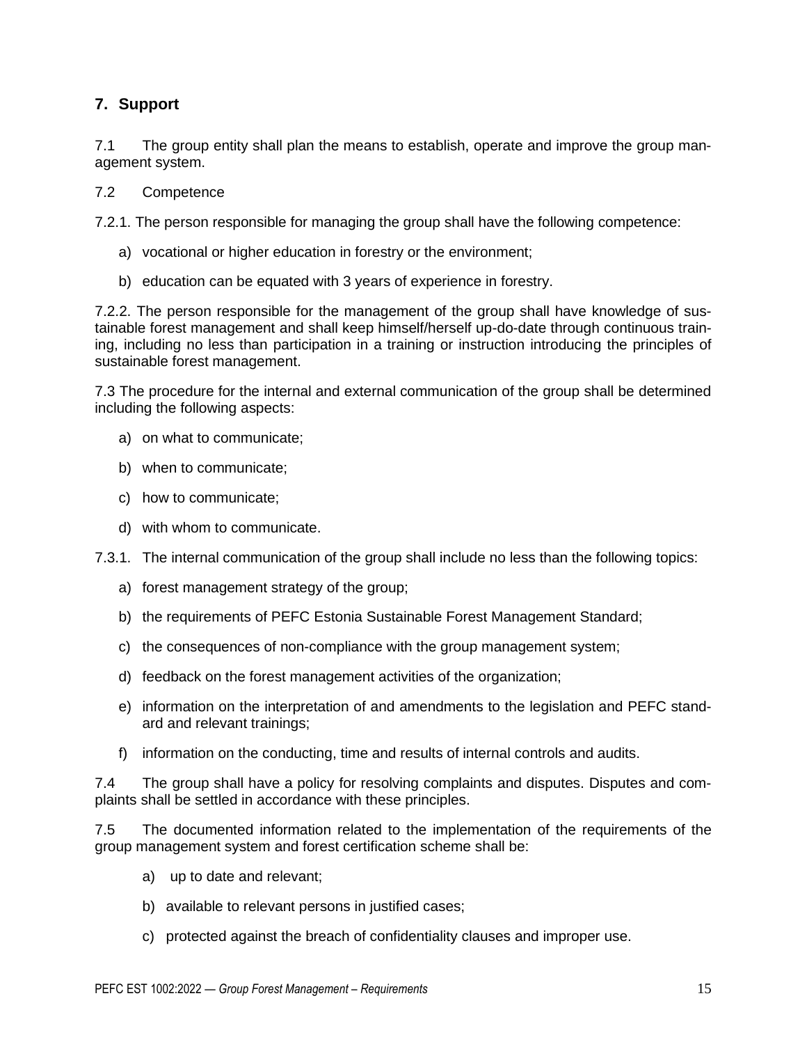## 7. Support

7.1 The group entity shall plan the means to establish, operate and improve the group management system.

7.2 Competence

7.2.1. The person responsible for managing the group shall have the following competence:

a) vocational or higher education in forestry or the environment;

b) education can be equated with 3 years of experience in forestry.

7.2.2. The person responsible for the management of the group shall have knowledge of sustainable forest management and shall keep himself/herself up-do-date through continuous training, including no less than participation in a training or instruction introducing the principles of sustainable forest management.

7.3 The procedure for the internal and external communication of the group shall be determined including the following aspects:

a) on what to communicate;

b) when to communicate;

c) how to communicate;

d) with whom to communicate.

7.3.1. The internal communication of the group shall include no less than the following topics:

a) forest management strategy of the group;

b) the requirements of PEFC Estonia Sustainable Forest Management Standard;

c) the consequences of non-compliance with the group management system;

d) feedback on the forest management activities of the organization;

e) information on the interpretation of and amendments to the legislation and PEFC standard and relevant trainings;

f) information on the conducting, time and results of internal controls and audits.

7.4 The group shall have a policy for resolving complaints and disputes. Disputes and complaints shall be settled in accordance with these principles.

7.5 The documented information related to the implementation of the requirements of the group management system and forest certification scheme shall be:

a) up to date and relevant;

b) available to relevant persons in justified cases;

c) protected against the breach of confidentiality clauses and improper use.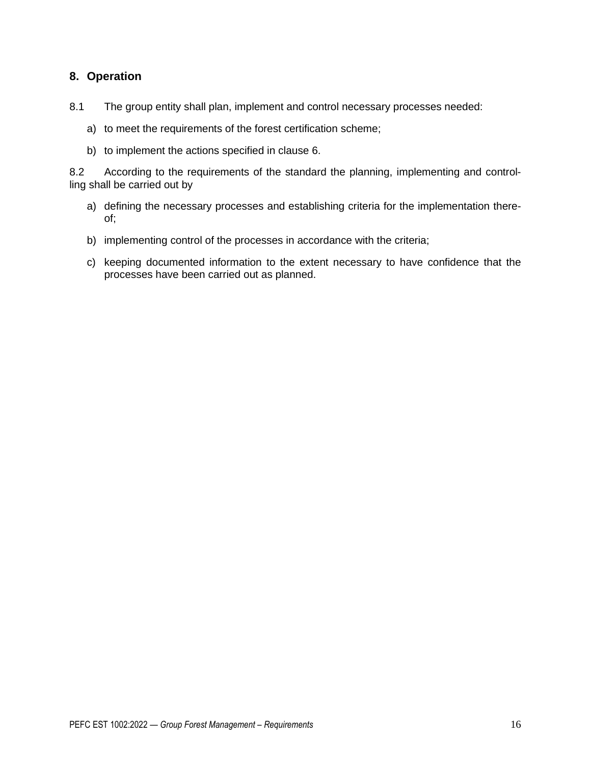## 8. Operation

8.1 The group entity shall plan, implement and control necessary processes needed:

a) to meet the requirements of the forest certification scheme;

b) to implement the actions specified in clause 6.

8.2 According to the requirements of the standard the planning, implementing and controlling shall be carried out by

a) defining the necessary processes and establishing criteria for the implementation thereof;

b) implementing control of the processes in accordance with the criteria;

c) keeping documented information to the extent necessary to have confidence that the processes have been carried out as planned.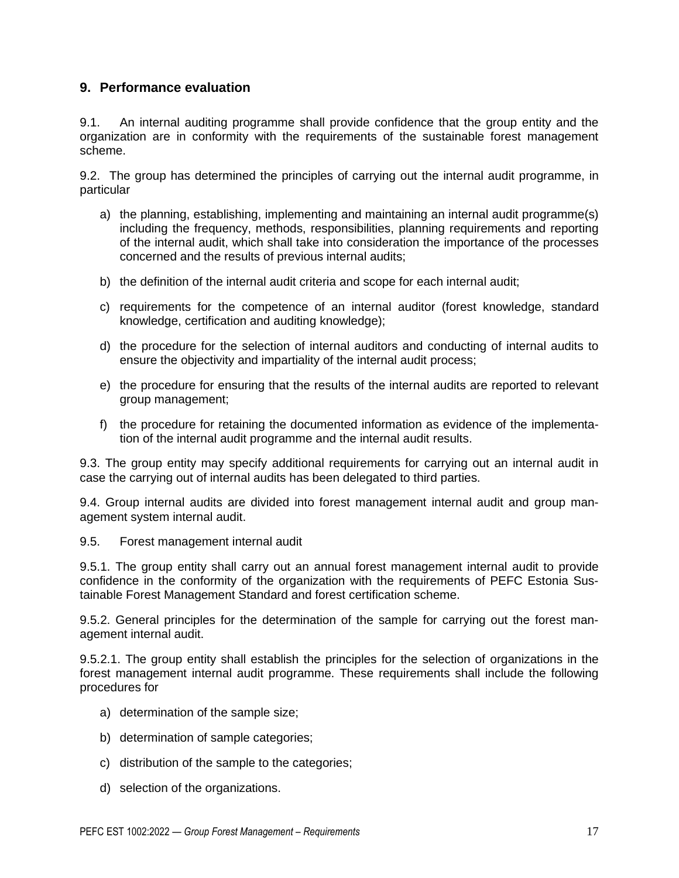## 9. Performance evaluation

9.1. An internal auditing programme shall provide confidence that the group entity and the organization are in conformity with the requirements of the sustainable forest management scheme.

9.2. The group has determined the principles of carrying out the internal audit programme, in particular

a) the planning, establishing, implementing and maintaining an internal audit programme(s) including the frequency, methods, responsibilities, planning requirements and reporting of the internal audit, which shall take into consideration the importance of the processes concerned and the results of previous internal audits;

b) the definition of the internal audit criteria and scope for each internal audit;

c) requirements for the competence of an internal auditor (forest knowledge, standard knowledge, certification and auditing knowledge);

d) the procedure for the selection of internal auditors and conducting of internal audits to ensure the objectivity and impartiality of the internal audit process;

e) the procedure for ensuring that the results of the internal audits are reported to relevant group management;

f) the procedure for retaining the documented information as evidence of the implementation of the internal audit programme and the internal audit results.

9.3. The group entity may specify additional requirements for carrying out an internal audit in case the carrying out of internal audits has been delegated to third parties.

9.4. Group internal audits are divided into forest management internal audit and group management system internal audit.

9.5. Forest management internal audit

9.5.1. The group entity shall carry out an annual forest management internal audit to provide confidence in the conformity of the organization with the requirements of PEFC Estonia Sustainable Forest Management Standard and forest certification scheme.

9.5.2. General principles for the determination of the sample for carrying out the forest management internal audit.

9.5.2.1. The group entity shall establish the principles for the selection of organizations in the forest management internal audit programme. These requirements shall include the following procedures for

a) determination of the sample size;

b) determination of sample categories;

c) distribution of the sample to the categories;

d) selection of the organizations.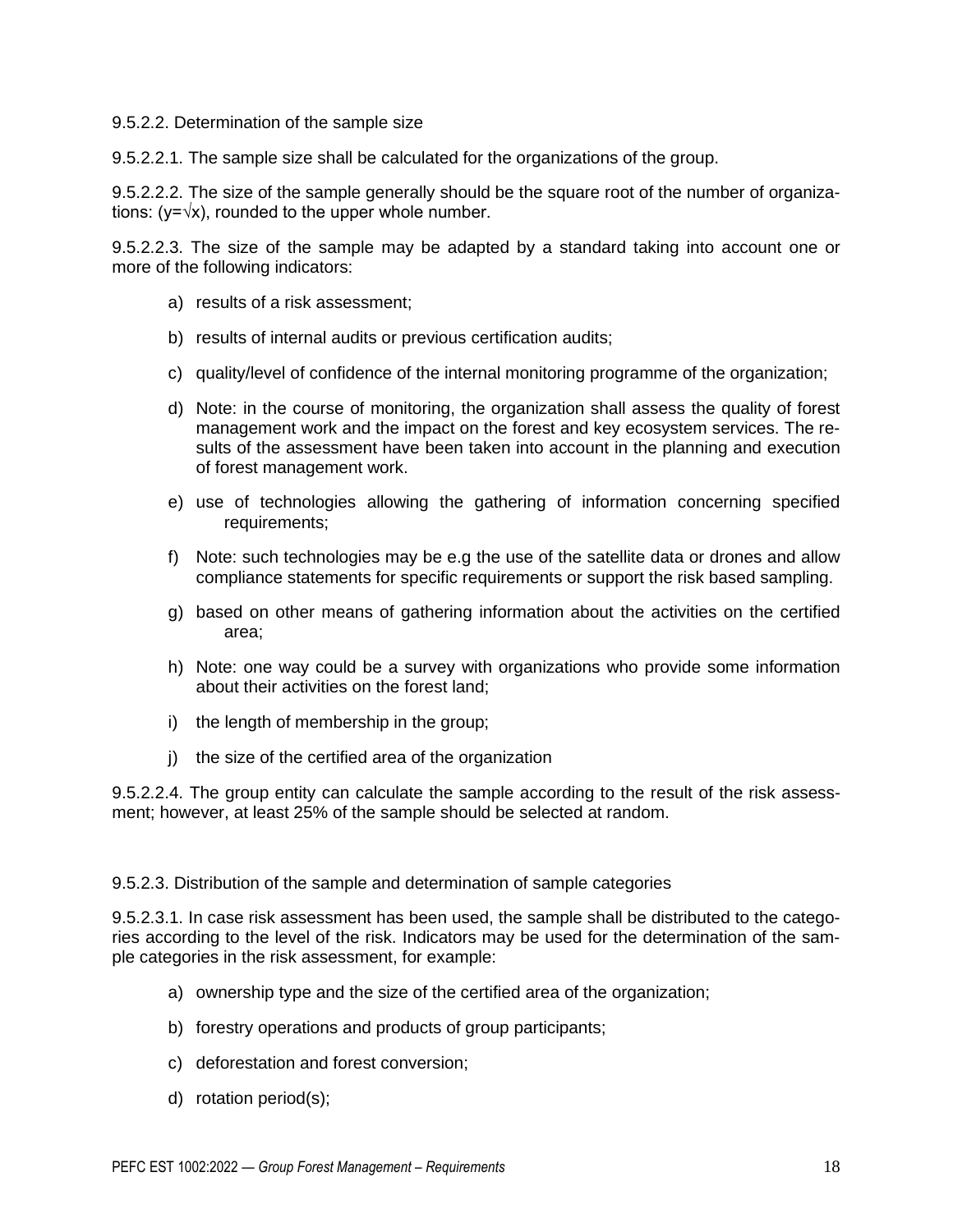9.5.2.2. Determination of the sample size

9.5.2.2.1. The sample size shall be calculated for the organizations of the group.

9.5.2.2.2. The size of the sample generally should be the square root of the number of organizations: ($y=\sqrt{x}$), rounded to the upper whole number.

9.5.2.2.3. The size of the sample may be adapted by a standard taking into account one or more of the following indicators:

a) results of a risk assessment;

b) results of internal audits or previous certification audits;

c) quality/level of confidence of the internal monitoring programme of the organization;

d) Note: in the course of monitoring, the organization shall assess the quality of forest management work and the impact on the forest and key ecosystem services. The results of the assessment have been taken into account in the planning and execution of forest management work.

e) use of technologies allowing the gathering of information concerning specified requirements;

f) Note: such technologies may be e.g the use of the satellite data or drones and allow compliance statements for specific requirements or support the risk based sampling.

g) based on other means of gathering information about the activities on the certified area;

h) Note: one way could be a survey with organizations who provide some information about their activities on the forest land;

i) the length of membership in the group;

j) the size of the certified area of the organization

9.5.2.2.4. The group entity can calculate the sample according to the result of the risk assessment; however, at least 25% of the sample should be selected at random.

9.5.2.3. Distribution of the sample and determination of sample categories

9.5.2.3.1. In case risk assessment has been used, the sample shall be distributed to the categories according to the level of the risk. Indicators may be used for the determination of the sample categories in the risk assessment, for example:

a) ownership type and the size of the certified area of the organization;

b) forestry operations and products of group participants;

c) deforestation and forest conversion;

d) rotation period(s);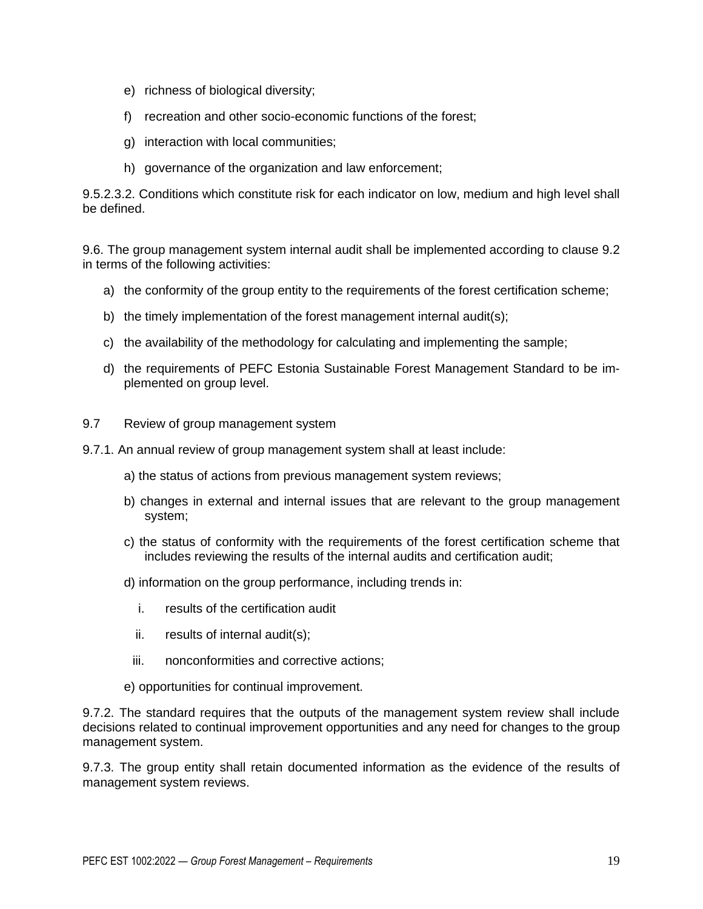e) richness of biological diversity;

f) recreation and other socio-economic functions of the forest;

g) interaction with local communities;

h) governance of the organization and law enforcement;

9.5.2.3.2. Conditions which constitute risk for each indicator on low, medium and high level shall be defined.

9.6. The group management system internal audit shall be implemented according to clause 9.2 in terms of the following activities:

a) the conformity of the group entity to the requirements of the forest certification scheme;

b) the timely implementation of the forest management internal audit(s);

c) the availability of the methodology for calculating and implementing the sample;

d) the requirements of PEFC Estonia Sustainable Forest Management Standard to be implemented on group level.

## 9.7 Review of group management system

9.7.1. An annual review of group management system shall at least include:

a) the status of actions from previous management system reviews;

b) changes in external and internal issues that are relevant to the group management system;

c) the status of conformity with the requirements of the forest certification scheme that includes reviewing the results of the internal audits and certification audit;

d) information on the group performance, including trends in:

i. results of the certification audit

ii. results of internal audit(s);

iii. nonconformities and corrective actions;

e) opportunities for continual improvement.

9.7.2. The standard requires that the outputs of the management system review shall include decisions related to continual improvement opportunities and any need for changes to the group management system.

9.7.3. The group entity shall retain documented information as the evidence of the results of management system reviews.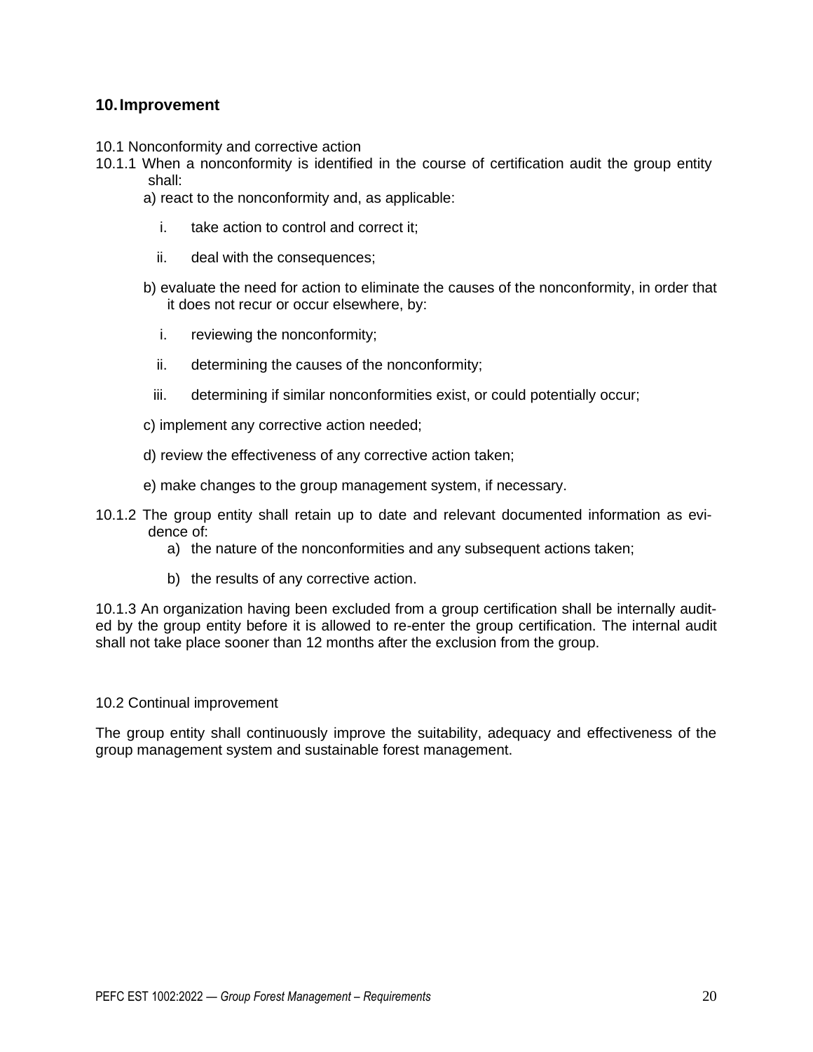## 10. Improvement

### 10.1 Nonconformity and corrective action

10.1.1 When a nonconformity is identified in the course of certification audit the group entity shall:

a) react to the nonconformity and, as applicable:

  i. take action to control and correct it;

  ii. deal with the consequences;

b) evaluate the need for action to eliminate the causes of the nonconformity, in order that it does not recur or occur elsewhere, by:

  i. reviewing the nonconformity;

  ii. determining the causes of the nonconformity;

  iii. determining if similar nonconformities exist, or could potentially occur;

c) implement any corrective action needed;

d) review the effectiveness of any corrective action taken;

e) make changes to the group management system, if necessary.

10.1.2 The group entity shall retain up to date and relevant documented information as evidence of:

a) the nature of the nonconformities and any subsequent actions taken;

b) the results of any corrective action.

10.1.3 An organization having been excluded from a group certification shall be internally audited by the group entity before it is allowed to re-enter the group certification. The internal audit shall not take place sooner than 12 months after the exclusion from the group.

### 10.2 Continual improvement

The group entity shall continuously improve the suitability, adequacy and effectiveness of the group management system and sustainable forest management.